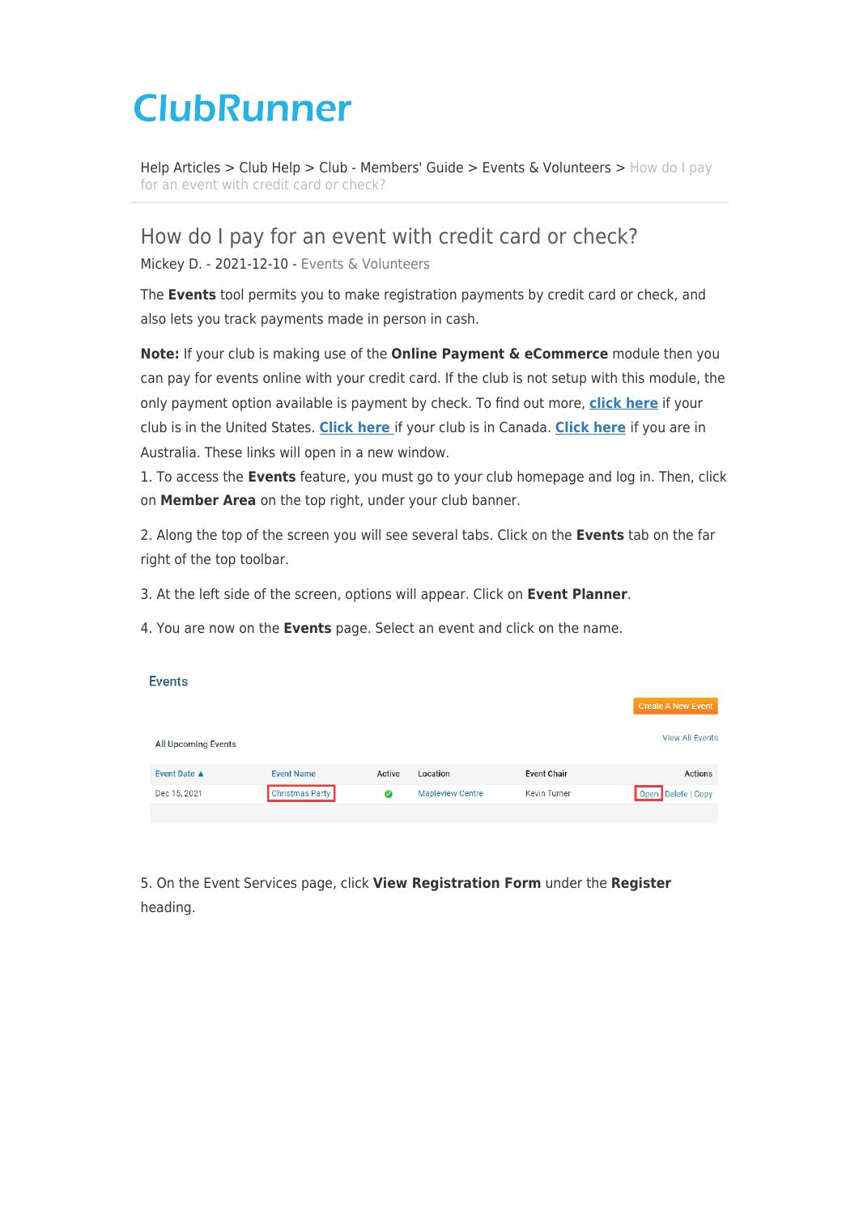ClubRunner

Help Articles > Club Help > Club - Members' Guide > Events & Volunteers > How do I pay for an event with credit card or check?

# How do I pay for an event with credit card or check?

Mickey D. - 2021-12-10 - Events & Volunteers

The **Events** tool permits you to make registration payments by credit card or check, and also lets you track payments made in person in cash.

**Note:** If your club is making use of the **Online Payment & eCommerce** module then you can pay for events online with your credit card. If the club is not setup with this module, the only payment option available is payment by check. To find out more, **click here** if your club is in the United States. **Click here** if your club is in Canada. **Click here** if you are in Australia. These links will open in a new window.

1. To access the **Events** feature, you must go to your club homepage and log in. Then, click on **Member Area** on the top right, under your club banner.

2. Along the top of the screen you will see several tabs. Click on the **Events** tab on the far right of the top toolbar.

3. At the left side of the screen, options will appear. Click on **Event Planner**.

4. You are now on the **Events** page. Select an event and click on the name.

Events

Create A New Event

All Upcoming Events

View All Events

| Event Date ▲ | Event Name | Active | Location | Event Chair | Actions |
| --- | --- | --- | --- | --- | --- |
| Dec 15, 2021 | Christmas Party | ✔ | Mapleview Centre | Kevin Turner | Open Delete \| Copy |

5. On the Event Services page, click **View Registration Form** under the **Register** heading.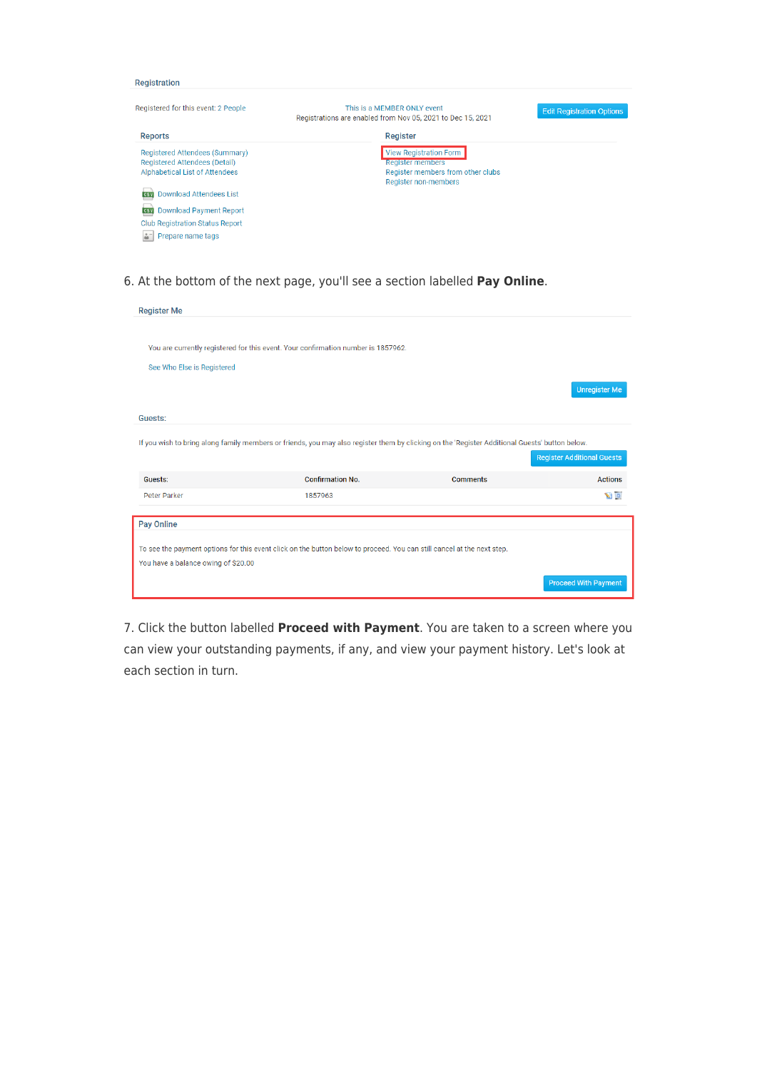Registration

Registered for this event: 2 People

This is a MEMBER ONLY event
Registrations are enabled from Nov 05, 2021 to Dec 15, 2021

Edit Registration Options

**Reports**

- Registered Attendees (Summary)
- Registered Attendees (Detail)
- Alphabetical List of Attendees
- Download Attendees List
- Download Payment Report
- Club Registration Status Report
- Prepare name tags

**Register**

- View Registration Form
- Register members
- Register members from other clubs
- Register non-members

6. At the bottom of the next page, you'll see a section labelled **Pay Online**.

Register Me

You are currently registered for this event. Your confirmation number is 1857962.

See Who Else is Registered

Unregister Me

Guests:

If you wish to bring along family members or friends, you may also register them by clicking on the 'Register Additional Guests' button below.

Register Additional Guests

| Guests: | Confirmation No. | Comments | Actions |
| --- | --- | --- | --- |
| Peter Parker | 1857963 | | |

Pay Online

To see the payment options for this event click on the button below to proceed. You can still cancel at the next step.

You have a balance owing of $20.00

Proceed With Payment

7. Click the button labelled **Proceed with Payment**. You are taken to a screen where you can view your outstanding payments, if any, and view your payment history. Let's look at each section in turn.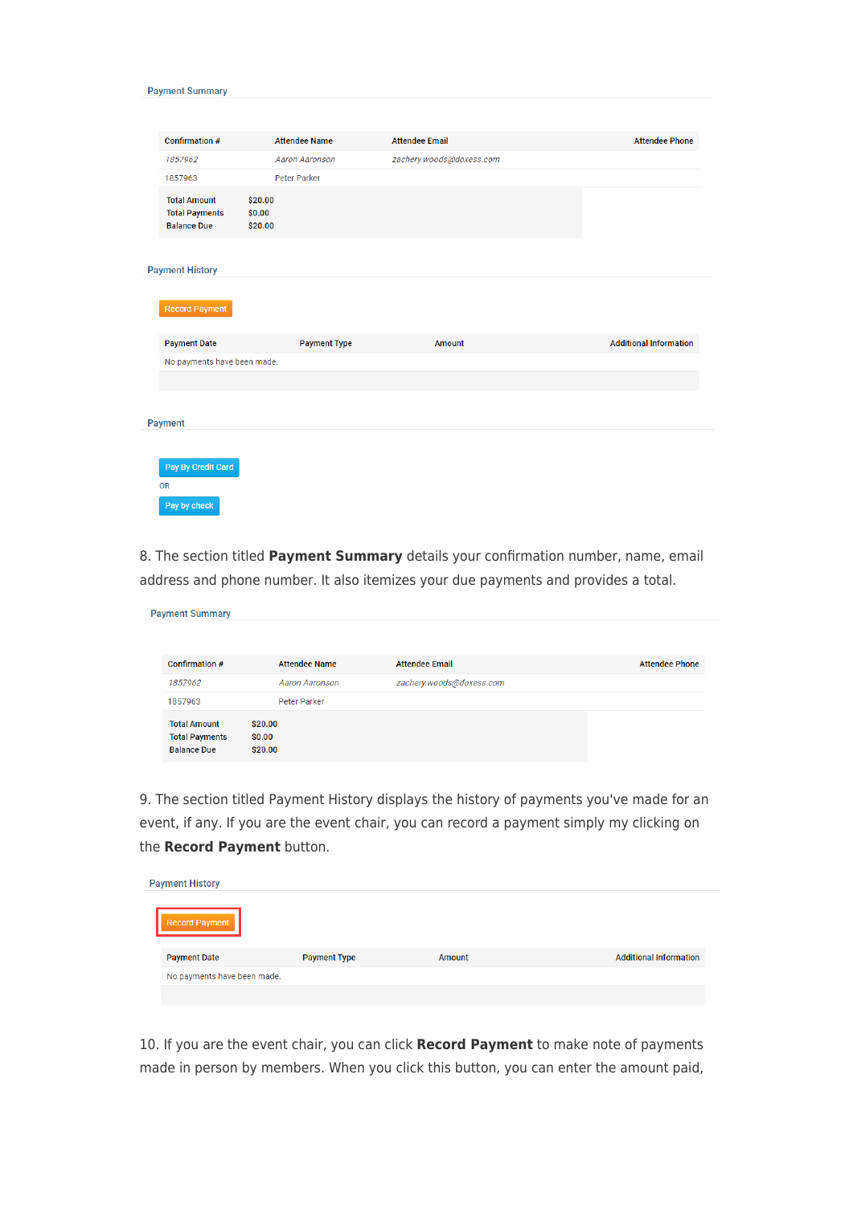Payment Summary

| Confirmation # | Attendee Name | Attendee Email | Attendee Phone |
|---|---|---|---|
| *1857962* | *Aaron Aaronson* | *zachery.woods@doxess.com* | |
| 1857963 | Peter Parker | | |

| | |
|---|---|
| Total Amount | $20.00 |
| Total Payments | $0.00 |
| Balance Due | $20.00 |

Payment History

Record Payment

| Payment Date | Payment Type | Amount | Additional Information |
|---|---|---|---|
| No payments have been made. | | | |

Payment

Pay By Credit Card

OR

Pay by check

8. The section titled **Payment Summary** details your confirmation number, name, email address and phone number. It also itemizes your due payments and provides a total.

Payment Summary

| Confirmation # | Attendee Name | Attendee Email | Attendee Phone |
|---|---|---|---|
| *1857962* | *Aaron Aaronson* | *zachery.woods@doxess.com* | |
| 1857963 | Peter Parker | | |

| | |
|---|---|
| Total Amount | $20.00 |
| Total Payments | $0.00 |
| Balance Due | $20.00 |

9. The section titled Payment History displays the history of payments you've made for an event, if any. If you are the event chair, you can record a payment simply my clicking on the **Record Payment** button.

Payment History

Record Payment

| Payment Date | Payment Type | Amount | Additional Information |
|---|---|---|---|
| No payments have been made. | | | |

10. If you are the event chair, you can click **Record Payment** to make note of payments made in person by members. When you click this button, you can enter the amount paid,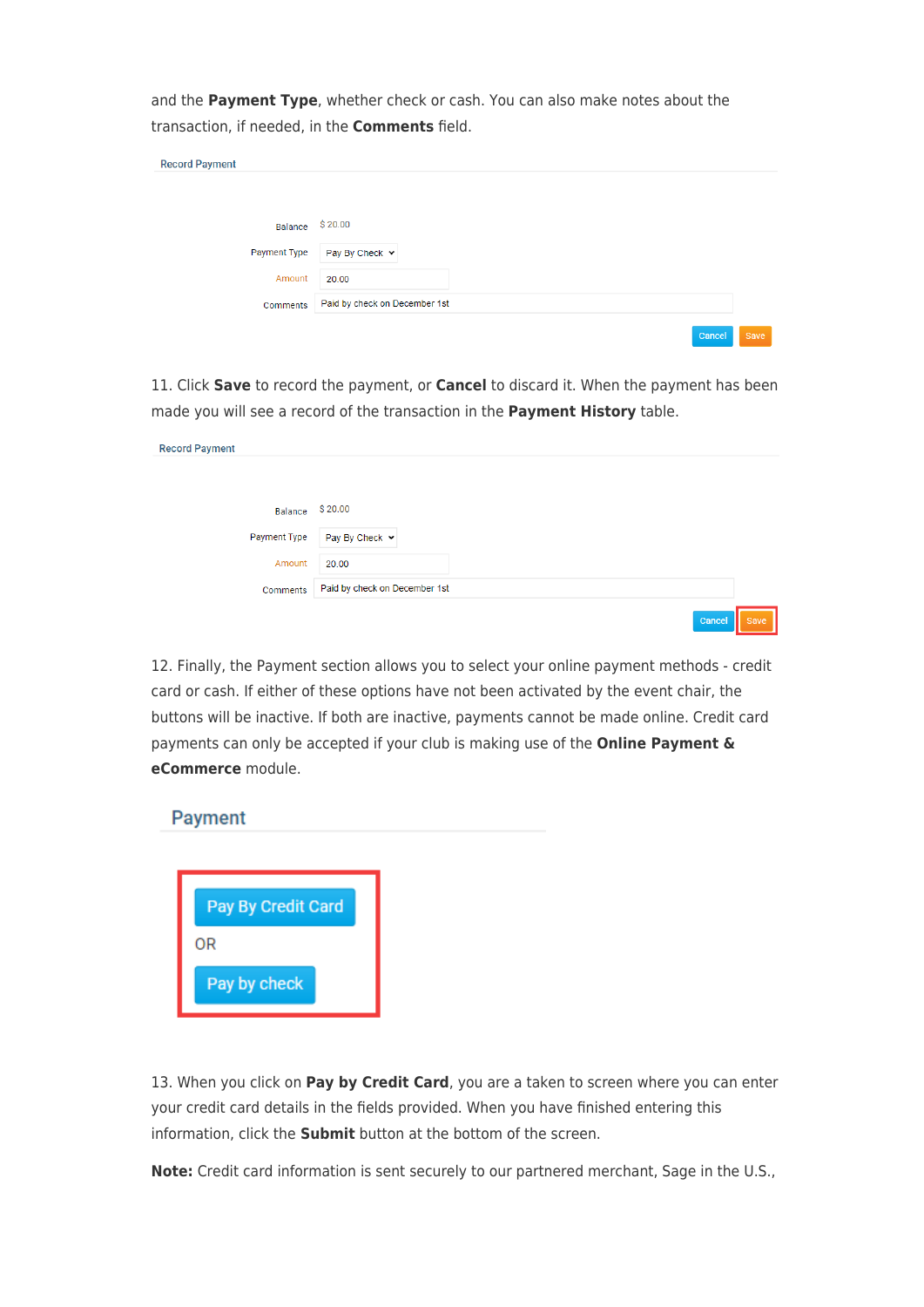and the **Payment Type**, whether check or cash. You can also make notes about the transaction, if needed, in the **Comments** field.

Record Payment

Balance $ 20.00
Payment Type Pay By Check
Amount 20.00
Comments Paid by check on December 1st

Cancel Save

11. Click **Save** to record the payment, or **Cancel** to discard it. When the payment has been made you will see a record of the transaction in the **Payment History** table.

Record Payment

Balance $ 20.00
Payment Type Pay By Check
Amount 20.00
Comments Paid by check on December 1st

Cancel Save

12. Finally, the Payment section allows you to select your online payment methods - credit card or cash. If either of these options have not been activated by the event chair, the buttons will be inactive. If both are inactive, payments cannot be made online. Credit card payments can only be accepted if your club is making use of the **Online Payment & eCommerce** module.

Payment

Pay By Credit Card

OR

Pay by check

13. When you click on **Pay by Credit Card**, you are a taken to screen where you can enter your credit card details in the fields provided. When you have finished entering this information, click the **Submit** button at the bottom of the screen.

**Note:** Credit card information is sent securely to our partnered merchant, Sage in the U.S.,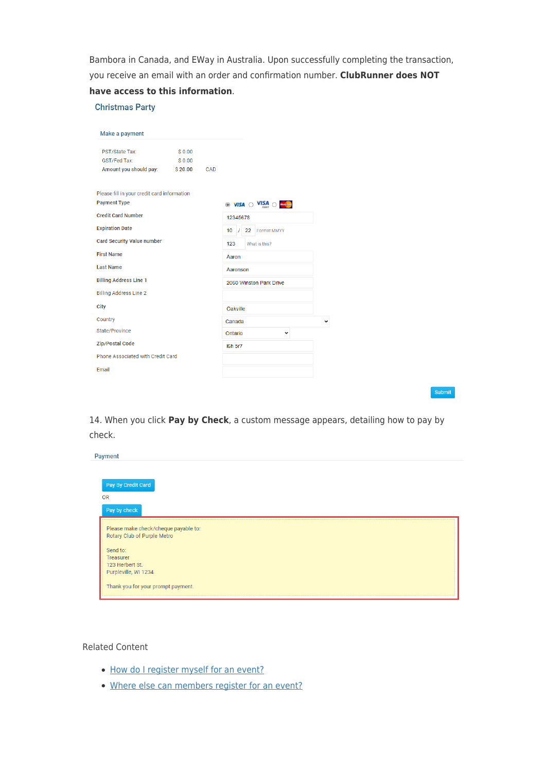Bambora in Canada, and EWay in Australia. Upon successfully completing the transaction, you receive an email with an order and confirmation number. **ClubRunner does NOT have access to this information**.

Christmas Party

Make a payment

| | | |
|---|---|---|
| PST/State Tax: | $ 0.00 | |
| GST/Fed Tax: | $ 0.00 | |
| Amount you should pay: | $ 20.00 | CAD |

Please fill in your credit card information

| | |
|---|---|
| Payment Type | VISA / VISA Debit / MasterCard |
| Credit Card Number | 12345678 |
| Expiration Date | 10 / 22 Format MMYY |
| Card Security Value number | 123 What is this? |
| First Name | Aaron |
| Last Name | Aaronson |
| Billing Address Line 1 | 2050 Winston Park Drive |
| Billing Address Line 2 | |
| City | Oakville |
| Country | Canada |
| State/Province | Ontario |
| Zip/Postal Code | l6h 5r7 |
| Phone Associated with Credit Card | |
| Email | |

Submit

14. When you click **Pay by Check**, a custom message appears, detailing how to pay by check.

Payment

Pay By Credit Card

OR

Pay by check

Please make check/cheque payable to:
Rotary Club of Purple Metro

Send to:
Treasurer
123 Herbert St.
Purpleville, WI 1234

Thank you for your prompt payment.

Related Content

- How do I register myself for an event?
- Where else can members register for an event?